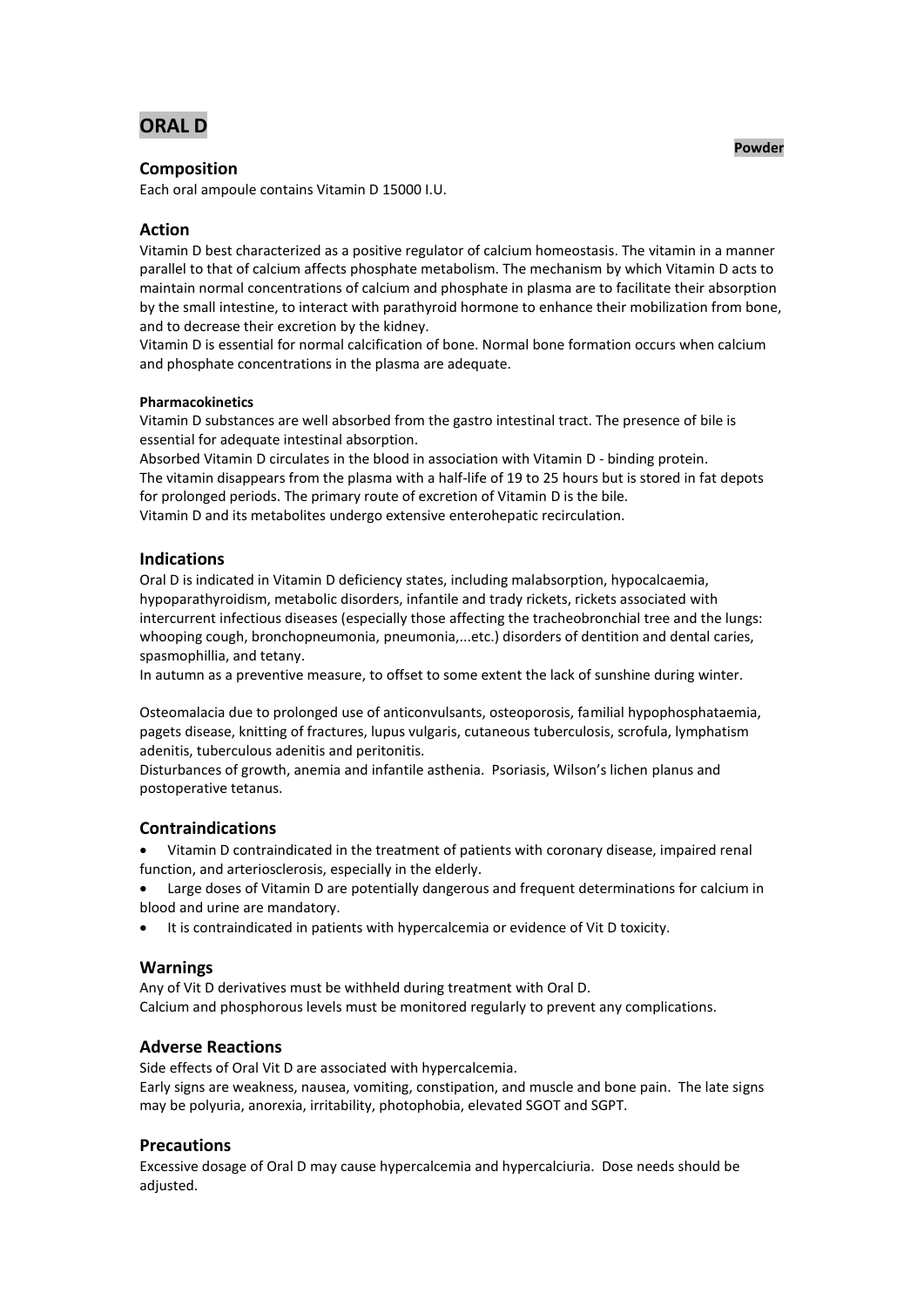# ORAL D

**Powder**

## Composition

Each oral ampoule contains Vitamin D 15000 I.U.

## Action

Vitamin D best characterized as a positive regulator of calcium homeostasis. The vitamin in a manner parallel to that of calcium affects phosphate metabolism. The mechanism by which Vitamin D acts to maintain normal concentrations of calcium and phosphate in plasma are to facilitate their absorption by the small intestine, to interact with parathyroid hormone to enhance their mobilization from bone, and to decrease their excretion by the kidney.

Vitamin D is essential for normal calcification of bone. Normal bone formation occurs when calcium and phosphate concentrations in the plasma are adequate.

#### Pharmacokinetics

Vitamin D substances are well absorbed from the gastro intestinal tract. The presence of bile is essential for adequate intestinal absorption.

Absorbed Vitamin D circulates in the blood in association with Vitamin D - binding protein.

The vitamin disappears from the plasma with a half-life of 19 to 25 hours but is stored in fat depots for prolonged periods. The primary route of excretion of Vitamin D is the bile.

Vitamin D and its metabolites undergo extensive enterohepatic recirculation.

## Indications

Oral D is indicated in Vitamin D deficiency states, including malabsorption, hypocalcaemia, hypoparathyroidism, metabolic disorders, infantile and trady rickets, rickets associated with intercurrent infectious diseases (especially those affecting the tracheobronchial tree and the lungs: whooping cough, bronchopneumonia, pneumonia,...etc.) disorders of dentition and dental caries, spasmophillia, and tetany.

In autumn as a preventive measure, to offset to some extent the lack of sunshine during winter.

Osteomalacia due to prolonged use of anticonvulsants, osteoporosis, familial hypophosphataemia, pagets disease, knitting of fractures, lupus vulgaris, cutaneous tuberculosis, scrofula, lymphatism adenitis, tuberculous adenitis and peritonitis.

Disturbances of growth, anemia and infantile asthenia. Psoriasis, Wilson's lichen planus and postoperative tetanus.

## Contraindications

- Vitamin D contraindicated in the treatment of patients with coronary disease, impaired renal function, and arteriosclerosis, especially in the elderly.
- Large doses of Vitamin D are potentially dangerous and frequent determinations for calcium in blood and urine are mandatory.
- It is contraindicated in patients with hypercalcemia or evidence of Vit D toxicity.

## Warnings

Any of Vit D derivatives must be withheld during treatment with Oral D.

Calcium and phosphorous levels must be monitored regularly to prevent any complications.

## Adverse Reactions

Side effects of Oral Vit D are associated with hypercalcemia.

Early signs are weakness, nausea, vomiting, constipation, and muscle and bone pain. The late signs may be polyuria, anorexia, irritability, photophobia, elevated SGOT and SGPT.

## Precautions

Excessive dosage of Oral D may cause hypercalcemia and hypercalciuria. Dose needs should be adjusted.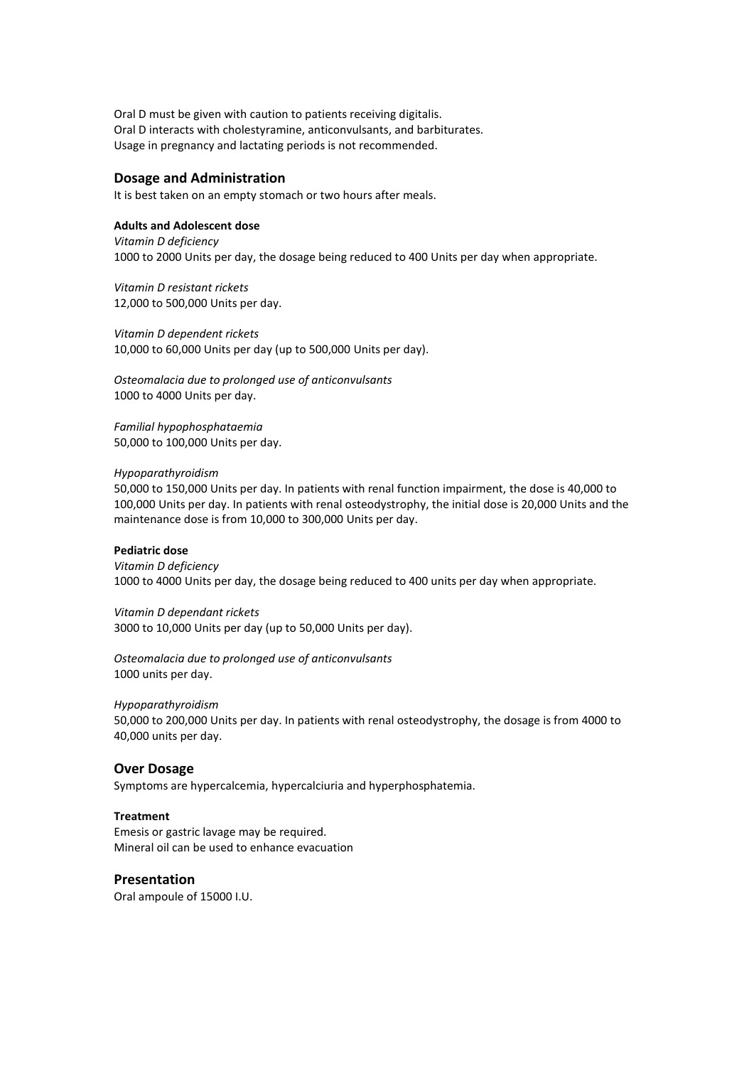Oral D must be given with caution to patients receiving digitalis.
Oral D interacts with cholestyramine, anticonvulsants, and barbiturates.
Usage in pregnancy and lactating periods is not recommended.

## Dosage and Administration

It is best taken on an empty stomach or two hours after meals.

**Adults and Adolescent dose**

*Vitamin D deficiency*
1000 to 2000 Units per day, the dosage being reduced to 400 Units per day when appropriate.

*Vitamin D resistant rickets*
12,000 to 500,000 Units per day.

*Vitamin D dependent rickets*
10,000 to 60,000 Units per day (up to 500,000 Units per day).

*Osteomalacia due to prolonged use of anticonvulsants*
1000 to 4000 Units per day.

*Familial hypophosphataemia*
50,000 to 100,000 Units per day.

*Hypoparathyroidism*
50,000 to 150,000 Units per day. In patients with renal function impairment, the dose is 40,000 to 100,000 Units per day. In patients with renal osteodystrophy, the initial dose is 20,000 Units and the maintenance dose is from 10,000 to 300,000 Units per day.

**Pediatric dose**

*Vitamin D deficiency*
1000 to 4000 Units per day, the dosage being reduced to 400 units per day when appropriate.

*Vitamin D dependant rickets*
3000 to 10,000 Units per day (up to 50,000 Units per day).

*Osteomalacia due to prolonged use of anticonvulsants*
1000 units per day.

*Hypoparathyroidism*
50,000 to 200,000 Units per day. In patients with renal osteodystrophy, the dosage is from 4000 to 40,000 units per day.

## Over Dosage

Symptoms are hypercalcemia, hypercalciuria and hyperphosphatemia.

**Treatment**

Emesis or gastric lavage may be required.
Mineral oil can be used to enhance evacuation

## Presentation

Oral ampoule of 15000 I.U.